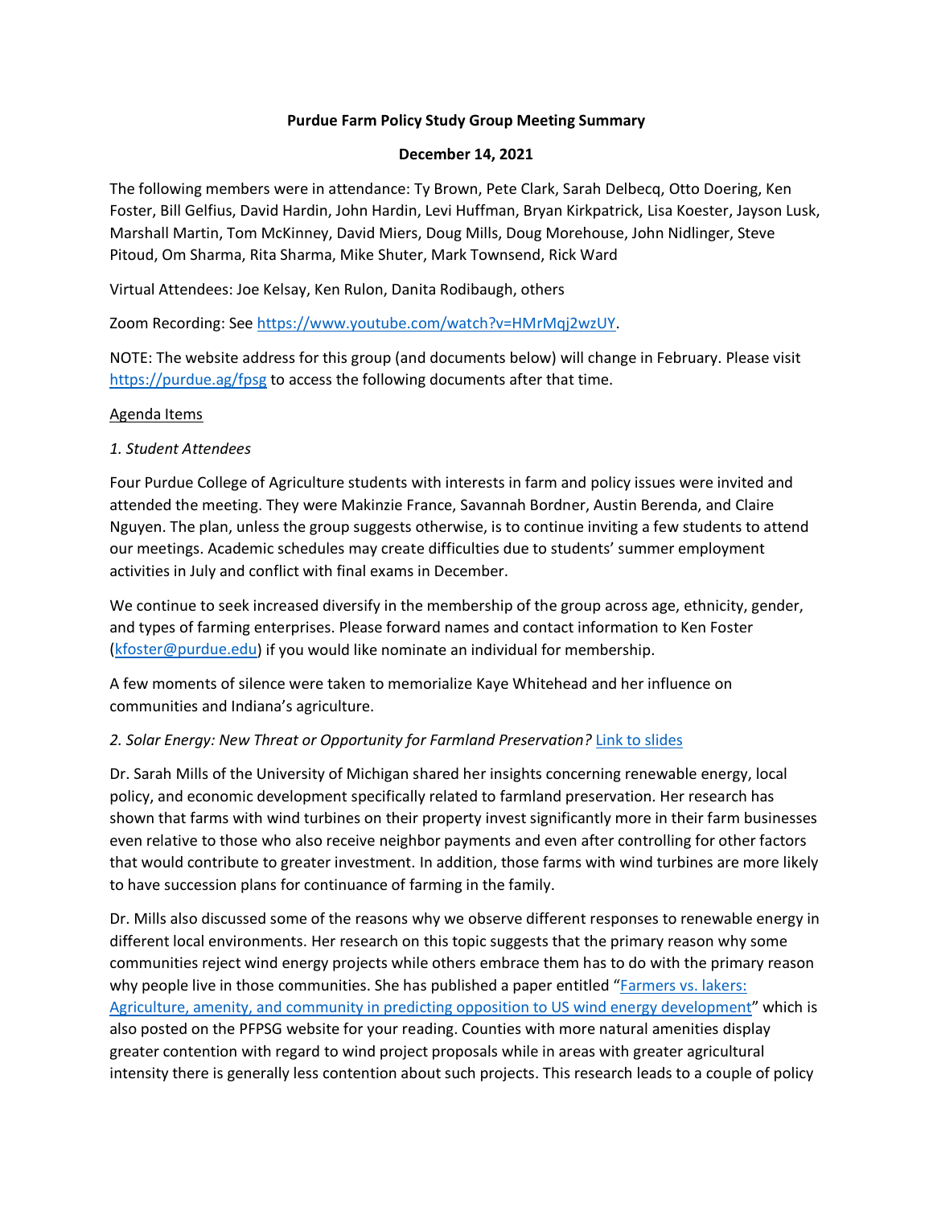**Purdue Farm Policy Study Group Meeting Summary**

**December 14, 2021**

The following members were in attendance: Ty Brown, Pete Clark, Sarah Delbecq, Otto Doering, Ken Foster, Bill Gelfius, David Hardin, John Hardin, Levi Huffman, Bryan Kirkpatrick, Lisa Koester, Jayson Lusk, Marshall Martin, Tom McKinney, David Miers, Doug Mills, Doug Morehouse, John Nidlinger, Steve Pitoud, Om Sharma, Rita Sharma, Mike Shuter, Mark Townsend, Rick Ward

Virtual Attendees: Joe Kelsay, Ken Rulon, Danita Rodibaugh, others

Zoom Recording: See [https://www.youtube.com/watch?v=HMrMqj2wzUY](https://www.youtube.com/watch?v=HMrMqj2wzUY).

NOTE: The website address for this group (and documents below) will change in February. Please visit [https://purdue.ag/fpsg](https://purdue.ag/fpsg) to access the following documents after that time.

Agenda Items

*1. Student Attendees*

Four Purdue College of Agriculture students with interests in farm and policy issues were invited and attended the meeting. They were Makinzie France, Savannah Bordner, Austin Berenda, and Claire Nguyen. The plan, unless the group suggests otherwise, is to continue inviting a few students to attend our meetings. Academic schedules may create difficulties due to students' summer employment activities in July and conflict with final exams in December.

We continue to seek increased diversify in the membership of the group across age, ethnicity, gender, and types of farming enterprises. Please forward names and contact information to Ken Foster ([kfoster@purdue.edu](mailto:kfoster@purdue.edu)) if you would like nominate an individual for membership.

A few moments of silence were taken to memorialize Kaye Whitehead and her influence on communities and Indiana's agriculture.

*2. Solar Energy: New Threat or Opportunity for Farmland Preservation?* Link to slides

Dr. Sarah Mills of the University of Michigan shared her insights concerning renewable energy, local policy, and economic development specifically related to farmland preservation. Her research has shown that farms with wind turbines on their property invest significantly more in their farm businesses even relative to those who also receive neighbor payments and even after controlling for other factors that would contribute to greater investment. In addition, those farms with wind turbines are more likely to have succession plans for continuance of farming in the family.

Dr. Mills also discussed some of the reasons why we observe different responses to renewable energy in different local environments. Her research on this topic suggests that the primary reason why some communities reject wind energy projects while others embrace them has to do with the primary reason why people live in those communities. She has published a paper entitled "Farmers vs. lakers: Agriculture, amenity, and community in predicting opposition to US wind energy development" which is also posted on the PFPSG website for your reading. Counties with more natural amenities display greater contention with regard to wind project proposals while in areas with greater agricultural intensity there is generally less contention about such projects. This research leads to a couple of policy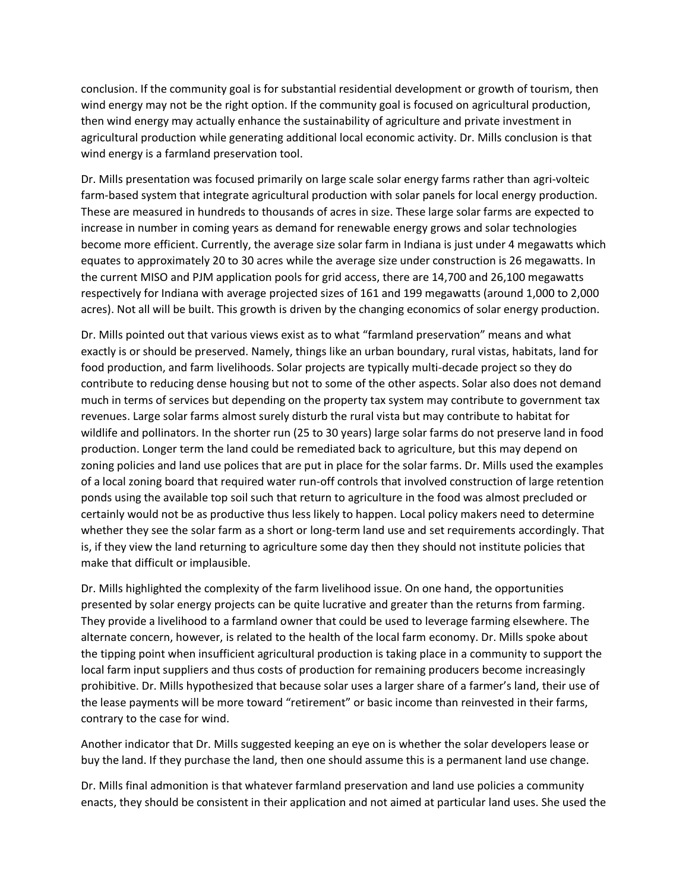conclusion. If the community goal is for substantial residential development or growth of tourism, then wind energy may not be the right option. If the community goal is focused on agricultural production, then wind energy may actually enhance the sustainability of agriculture and private investment in agricultural production while generating additional local economic activity. Dr. Mills conclusion is that wind energy is a farmland preservation tool.

Dr. Mills presentation was focused primarily on large scale solar energy farms rather than agri-volteic farm-based system that integrate agricultural production with solar panels for local energy production. These are measured in hundreds to thousands of acres in size. These large solar farms are expected to increase in number in coming years as demand for renewable energy grows and solar technologies become more efficient. Currently, the average size solar farm in Indiana is just under 4 megawatts which equates to approximately 20 to 30 acres while the average size under construction is 26 megawatts. In the current MISO and PJM application pools for grid access, there are 14,700 and 26,100 megawatts respectively for Indiana with average projected sizes of 161 and 199 megawatts (around 1,000 to 2,000 acres). Not all will be built. This growth is driven by the changing economics of solar energy production.

Dr. Mills pointed out that various views exist as to what "farmland preservation" means and what exactly is or should be preserved. Namely, things like an urban boundary, rural vistas, habitats, land for food production, and farm livelihoods. Solar projects are typically multi-decade project so they do contribute to reducing dense housing but not to some of the other aspects. Solar also does not demand much in terms of services but depending on the property tax system may contribute to government tax revenues. Large solar farms almost surely disturb the rural vista but may contribute to habitat for wildlife and pollinators. In the shorter run (25 to 30 years) large solar farms do not preserve land in food production. Longer term the land could be remediated back to agriculture, but this may depend on zoning policies and land use polices that are put in place for the solar farms. Dr. Mills used the examples of a local zoning board that required water run-off controls that involved construction of large retention ponds using the available top soil such that return to agriculture in the food was almost precluded or certainly would not be as productive thus less likely to happen. Local policy makers need to determine whether they see the solar farm as a short or long-term land use and set requirements accordingly. That is, if they view the land returning to agriculture some day then they should not institute policies that make that difficult or implausible.

Dr. Mills highlighted the complexity of the farm livelihood issue. On one hand, the opportunities presented by solar energy projects can be quite lucrative and greater than the returns from farming. They provide a livelihood to a farmland owner that could be used to leverage farming elsewhere. The alternate concern, however, is related to the health of the local farm economy. Dr. Mills spoke about the tipping point when insufficient agricultural production is taking place in a community to support the local farm input suppliers and thus costs of production for remaining producers become increasingly prohibitive. Dr. Mills hypothesized that because solar uses a larger share of a farmer's land, their use of the lease payments will be more toward "retirement" or basic income than reinvested in their farms, contrary to the case for wind.

Another indicator that Dr. Mills suggested keeping an eye on is whether the solar developers lease or buy the land. If they purchase the land, then one should assume this is a permanent land use change.

Dr. Mills final admonition is that whatever farmland preservation and land use policies a community enacts, they should be consistent in their application and not aimed at particular land uses. She used the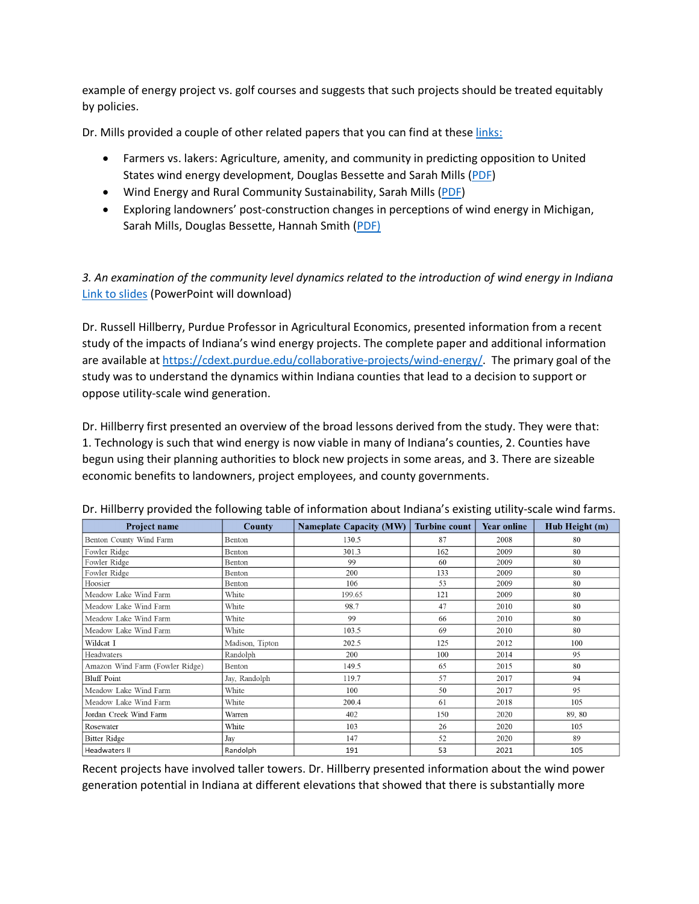example of energy project vs. golf courses and suggests that such projects should be treated equitably by policies.

Dr. Mills provided a couple of other related papers that you can find at these links:

- Farmers vs. lakers: Agriculture, amenity, and community in predicting opposition to United States wind energy development, Douglas Bessette and Sarah Mills (PDF)
- Wind Energy and Rural Community Sustainability, Sarah Mills (PDF)
- Exploring landowners' post-construction changes in perceptions of wind energy in Michigan, Sarah Mills, Douglas Bessette, Hannah Smith (PDF)

*3. An examination of the community level dynamics related to the introduction of wind energy in Indiana*
Link to slides (PowerPoint will download)

Dr. Russell Hillberry, Purdue Professor in Agricultural Economics, presented information from a recent study of the impacts of Indiana's wind energy projects. The complete paper and additional information are available at https://cdext.purdue.edu/collaborative-projects/wind-energy/. The primary goal of the study was to understand the dynamics within Indiana counties that lead to a decision to support or oppose utility-scale wind generation.

Dr. Hillberry first presented an overview of the broad lessons derived from the study. They were that: 1. Technology is such that wind energy is now viable in many of Indiana's counties, 2. Counties have begun using their planning authorities to block new projects in some areas, and 3. There are sizeable economic benefits to landowners, project employees, and county governments.

Dr. Hillberry provided the following table of information about Indiana's existing utility-scale wind farms.

| Project name | County | Nameplate Capacity (MW) | Turbine count | Year online | Hub Height (m) |
|---|---|---|---|---|---|
| Benton County Wind Farm | Benton | 130.5 | 87 | 2008 | 80 |
| Fowler Ridge | Benton | 301.3 | 162 | 2009 | 80 |
| Fowler Ridge | Benton | 99 | 60 | 2009 | 80 |
| Fowler Ridge | Benton | 200 | 133 | 2009 | 80 |
| Hoosier | Benton | 106 | 53 | 2009 | 80 |
| Meadow Lake Wind Farm | White | 199.65 | 121 | 2009 | 80 |
| Meadow Lake Wind Farm | White | 98.7 | 47 | 2010 | 80 |
| Meadow Lake Wind Farm | White | 99 | 66 | 2010 | 80 |
| Meadow Lake Wind Farm | White | 103.5 | 69 | 2010 | 80 |
| Wildcat I | Madison, Tipton | 202.5 | 125 | 2012 | 100 |
| Headwaters | Randolph | 200 | 100 | 2014 | 95 |
| Amazon Wind Farm (Fowler Ridge) | Benton | 149.5 | 65 | 2015 | 80 |
| Bluff Point | Jay, Randolph | 119.7 | 57 | 2017 | 94 |
| Meadow Lake Wind Farm | White | 100 | 50 | 2017 | 95 |
| Meadow Lake Wind Farm | White | 200.4 | 61 | 2018 | 105 |
| Jordan Creek Wind Farm | Warren | 402 | 150 | 2020 | 89, 80 |
| Rosewater | White | 103 | 26 | 2020 | 105 |
| Bitter Ridge | Jay | 147 | 52 | 2020 | 89 |
| Headwaters II | Randolph | 191 | 53 | 2021 | 105 |

Recent projects have involved taller towers. Dr. Hillberry presented information about the wind power generation potential in Indiana at different elevations that showed that there is substantially more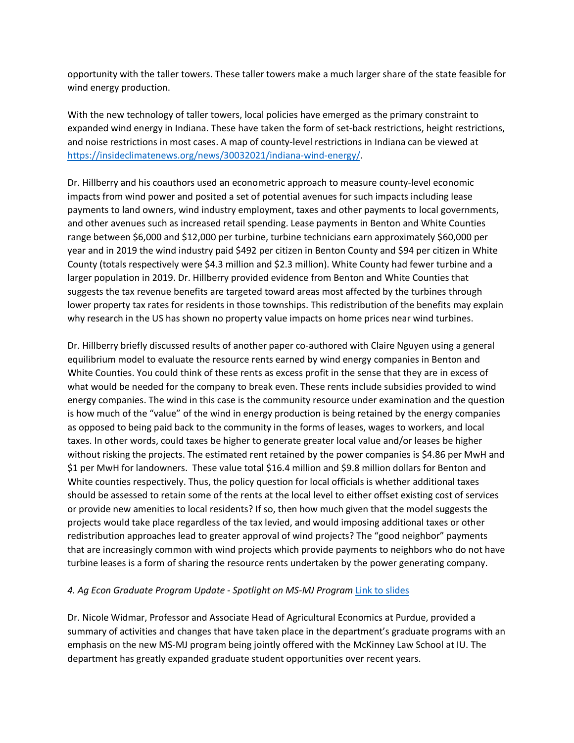opportunity with the taller towers. These taller towers make a much larger share of the state feasible for wind energy production.

With the new technology of taller towers, local policies have emerged as the primary constraint to expanded wind energy in Indiana. These have taken the form of set-back restrictions, height restrictions, and noise restrictions in most cases. A map of county-level restrictions in Indiana can be viewed at [https://insideclimatenews.org/news/30032021/indiana-wind-energy/](https://insideclimatenews.org/news/30032021/indiana-wind-energy/).

Dr. Hillberry and his coauthors used an econometric approach to measure county-level economic impacts from wind power and posited a set of potential avenues for such impacts including lease payments to land owners, wind industry employment, taxes and other payments to local governments, and other avenues such as increased retail spending. Lease payments in Benton and White Counties range between $6,000 and $12,000 per turbine, turbine technicians earn approximately $60,000 per year and in 2019 the wind industry paid $492 per citizen in Benton County and $94 per citizen in White County (totals respectively were $4.3 million and $2.3 million). White County had fewer turbine and a larger population in 2019. Dr. Hillberry provided evidence from Benton and White Counties that suggests the tax revenue benefits are targeted toward areas most affected by the turbines through lower property tax rates for residents in those townships. This redistribution of the benefits may explain why research in the US has shown no property value impacts on home prices near wind turbines.

Dr. Hillberry briefly discussed results of another paper co-authored with Claire Nguyen using a general equilibrium model to evaluate the resource rents earned by wind energy companies in Benton and White Counties. You could think of these rents as excess profit in the sense that they are in excess of what would be needed for the company to break even. These rents include subsidies provided to wind energy companies. The wind in this case is the community resource under examination and the question is how much of the "value" of the wind in energy production is being retained by the energy companies as opposed to being paid back to the community in the forms of leases, wages to workers, and local taxes. In other words, could taxes be higher to generate greater local value and/or leases be higher without risking the projects. The estimated rent retained by the power companies is $4.86 per MwH and $1 per MwH for landowners. These value total $16.4 million and $9.8 million dollars for Benton and White counties respectively. Thus, the policy question for local officials is whether additional taxes should be assessed to retain some of the rents at the local level to either offset existing cost of services or provide new amenities to local residents? If so, then how much given that the model suggests the projects would take place regardless of the tax levied, and would imposing additional taxes or other redistribution approaches lead to greater approval of wind projects? The "good neighbor" payments that are increasingly common with wind projects which provide payments to neighbors who do not have turbine leases is a form of sharing the resource rents undertaken by the power generating company.

*4. Ag Econ Graduate Program Update - Spotlight on MS-MJ Program* [Link to slides]

Dr. Nicole Widmar, Professor and Associate Head of Agricultural Economics at Purdue, provided a summary of activities and changes that have taken place in the department's graduate programs with an emphasis on the new MS-MJ program being jointly offered with the McKinney Law School at IU. The department has greatly expanded graduate student opportunities over recent years.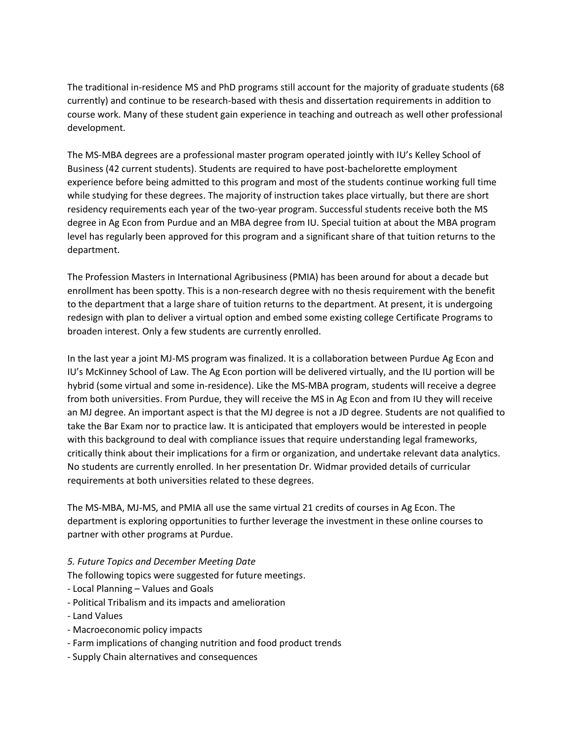The traditional in-residence MS and PhD programs still account for the majority of graduate students (68 currently) and continue to be research-based with thesis and dissertation requirements in addition to course work. Many of these student gain experience in teaching and outreach as well other professional development.

The MS-MBA degrees are a professional master program operated jointly with IU's Kelley School of Business (42 current students). Students are required to have post-bachelorette employment experience before being admitted to this program and most of the students continue working full time while studying for these degrees. The majority of instruction takes place virtually, but there are short residency requirements each year of the two-year program. Successful students receive both the MS degree in Ag Econ from Purdue and an MBA degree from IU. Special tuition at about the MBA program level has regularly been approved for this program and a significant share of that tuition returns to the department.

The Profession Masters in International Agribusiness (PMIA) has been around for about a decade but enrollment has been spotty. This is a non-research degree with no thesis requirement with the benefit to the department that a large share of tuition returns to the department. At present, it is undergoing redesign with plan to deliver a virtual option and embed some existing college Certificate Programs to broaden interest. Only a few students are currently enrolled.

In the last year a joint MJ-MS program was finalized. It is a collaboration between Purdue Ag Econ and IU's McKinney School of Law. The Ag Econ portion will be delivered virtually, and the IU portion will be hybrid (some virtual and some in-residence). Like the MS-MBA program, students will receive a degree from both universities. From Purdue, they will receive the MS in Ag Econ and from IU they will receive an MJ degree. An important aspect is that the MJ degree is not a JD degree. Students are not qualified to take the Bar Exam nor to practice law. It is anticipated that employers would be interested in people with this background to deal with compliance issues that require understanding legal frameworks, critically think about their implications for a firm or organization, and undertake relevant data analytics. No students are currently enrolled. In her presentation Dr. Widmar provided details of curricular requirements at both universities related to these degrees.

The MS-MBA, MJ-MS, and PMIA all use the same virtual 21 credits of courses in Ag Econ. The department is exploring opportunities to further leverage the investment in these online courses to partner with other programs at Purdue.

*5. Future Topics and December Meeting Date*

The following topics were suggested for future meetings.

- Local Planning – Values and Goals
- Political Tribalism and its impacts and amelioration
- Land Values
- Macroeconomic policy impacts
- Farm implications of changing nutrition and food product trends
- Supply Chain alternatives and consequences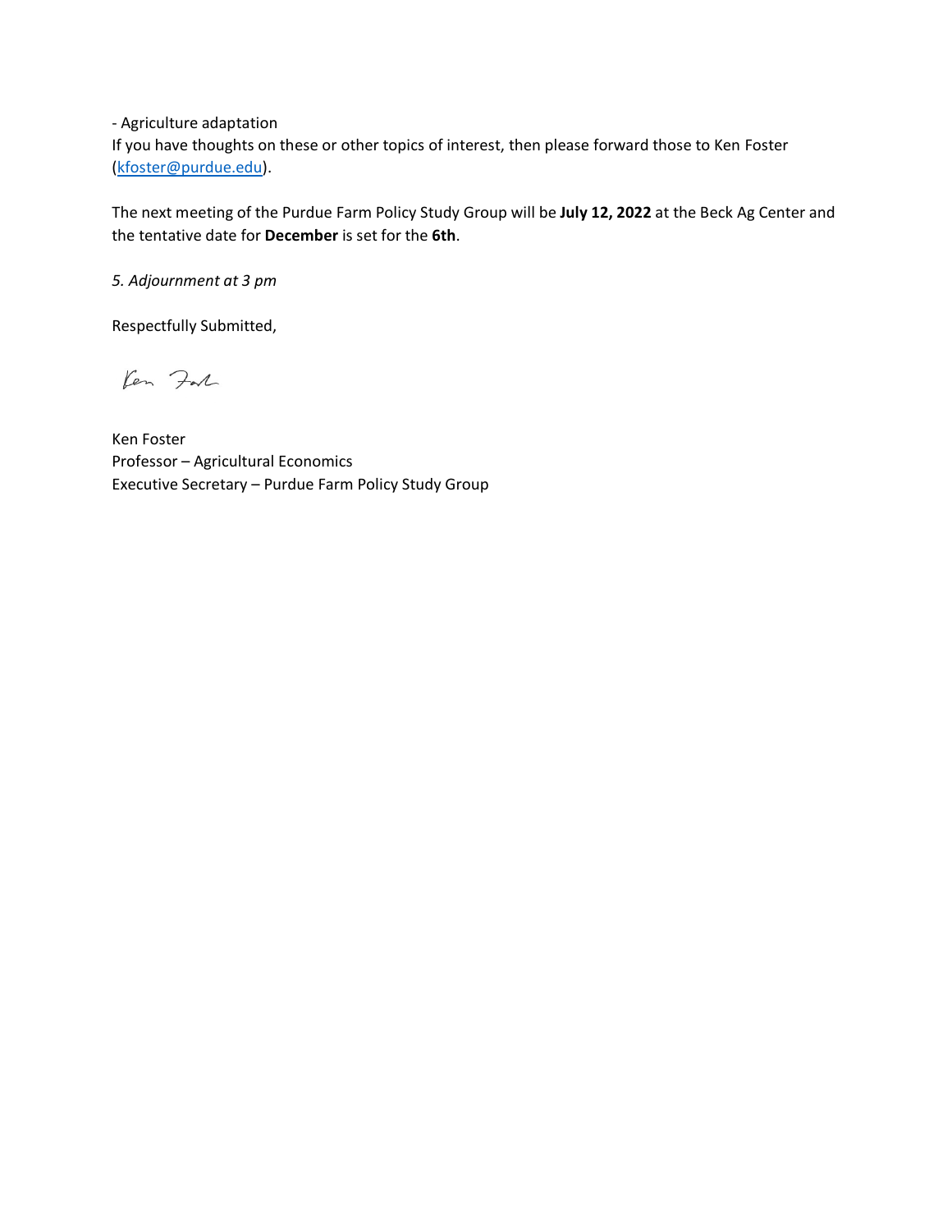- Agriculture adaptation

If you have thoughts on these or other topics of interest, then please forward those to Ken Foster (kfoster@purdue.edu).

The next meeting of the Purdue Farm Policy Study Group will be **July 12, 2022** at the Beck Ag Center and the tentative date for **December** is set for the **6th**.

*5. Adjournment at 3 pm*

Respectfully Submitted,

Ken Foster

Ken Foster
Professor – Agricultural Economics
Executive Secretary – Purdue Farm Policy Study Group